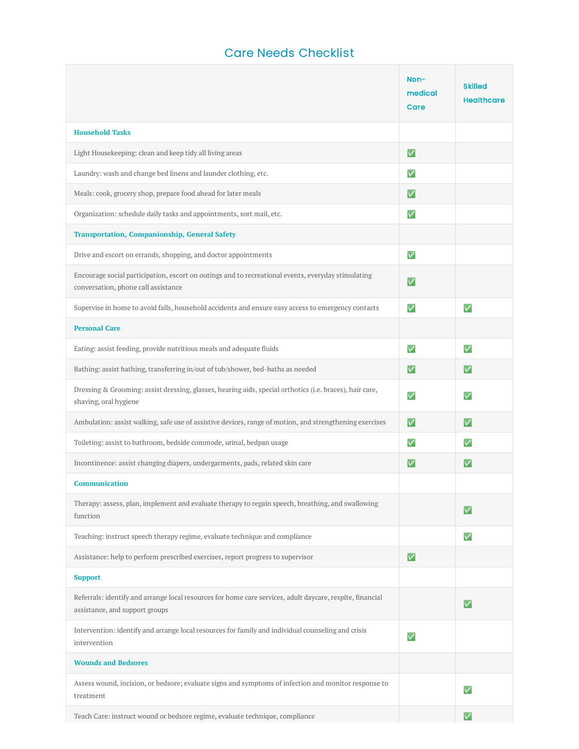# Care Needs Checklist

| | Non-medical Care | Skilled Healthcare |
|---|---|---|
| **Household Tasks** | | |
| Light Housekeeping: clean and keep tidy all living areas | ✅ | |
| Laundry: wash and change bed linens and launder clothing, etc. | ✅ | |
| Meals: cook, grocery shop, prepare food ahead for later meals | ✅ | |
| Organization: schedule daily tasks and appointments, sort mail, etc. | ✅ | |
| **Transportation, Companionship, General Safety** | | |
| Drive and escort on errands, shopping, and doctor appointments | ✅ | |
| Encourage social participation, escort on outings and to recreational events, everyday stimulating conversation, phone call assistance | ✅ | |
| Supervise in home to avoid falls, household accidents and ensure easy access to emergency contacts | ✅ | ✅ |
| **Personal Care** | | |
| Eating: assist feeding, provide nutritious meals and adequate fluids | ✅ | ✅ |
| Bathing: assist bathing, transferring in/out of tub/shower, bed-baths as needed | ✅ | ✅ |
| Dressing & Grooming: assist dressing, glasses, hearing aids, special orthotics (i.e. braces), hair care, shaving, oral hygiene | ✅ | ✅ |
| Ambulation: assist walking, safe use of assistive devices, range of motion, and strengthening exercises | ✅ | ✅ |
| Toileting: assist to bathroom, bedside commode, urinal, bedpan usage | ✅ | ✅ |
| Incontinence: assist changing diapers, undergarments, pads, related skin care | ✅ | ✅ |
| **Communication** | | |
| Therapy: assess, plan, implement and evaluate therapy to regain speech, breathing, and swallowing function | | ✅ |
| Teaching: instruct speech therapy regime, evaluate technique and compliance | | ✅ |
| Assistance: help to perform prescribed exercises, report progress to supervisor | ✅ | |
| **Support** | | |
| Referrals: identify and arrange local resources for home care services, adult daycare, respite, financial assistance, and support groups | | ✅ |
| Intervention: identify and arrange local resources for family and individual counseling and crisis intervention | ✅ | |
| **Wounds and Bedsores** | | |
| Assess wound, incision, or bedsore; evaluate signs and symptoms of infection and monitor response to treatment | | ✅ |
| Teach Care: instruct wound or bedsore regime, evaluate technique, compliance | | ✅ |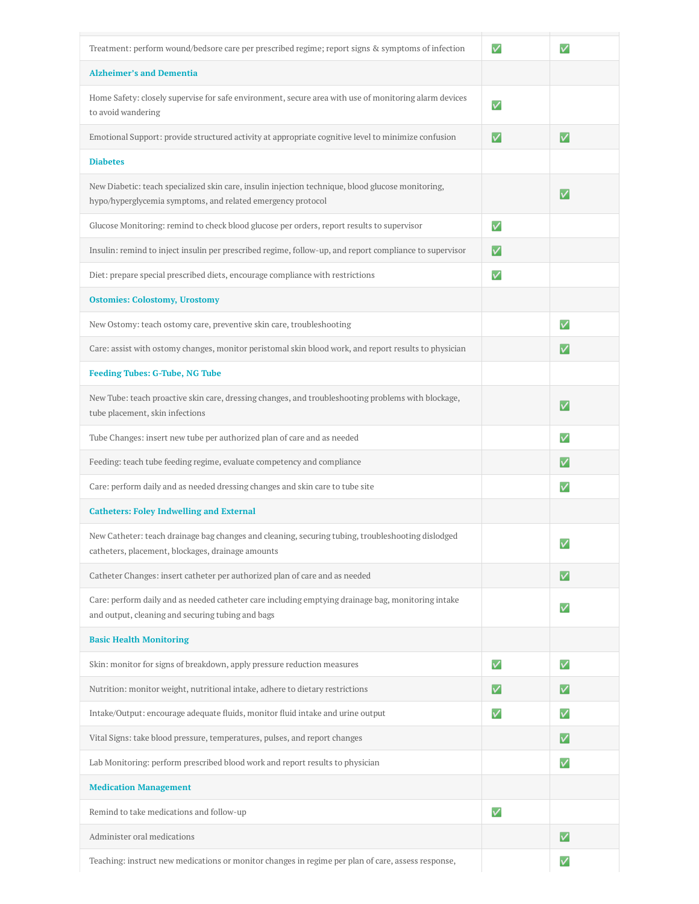| | | |
|---|---|---|
| Treatment: perform wound/bedsore care per prescribed regime; report signs & symptoms of infection | ✅ | ✅ |
| **Alzheimer's and Dementia** | | |
| Home Safety: closely supervise for safe environment, secure area with use of monitoring alarm devices to avoid wandering | ✅ | |
| Emotional Support: provide structured activity at appropriate cognitive level to minimize confusion | ✅ | ✅ |
| **Diabetes** | | |
| New Diabetic: teach specialized skin care, insulin injection technique, blood glucose monitoring, hypo/hyperglycemia symptoms, and related emergency protocol | | ✅ |
| Glucose Monitoring: remind to check blood glucose per orders, report results to supervisor | ✅ | |
| Insulin: remind to inject insulin per prescribed regime, follow-up, and report compliance to supervisor | ✅ | |
| Diet: prepare special prescribed diets, encourage compliance with restrictions | ✅ | |
| **Ostomies: Colostomy, Urostomy** | | |
| New Ostomy: teach ostomy care, preventive skin care, troubleshooting | | ✅ |
| Care: assist with ostomy changes, monitor peristomal skin blood work, and report results to physician | | ✅ |
| **Feeding Tubes: G-Tube, NG Tube** | | |
| New Tube: teach proactive skin care, dressing changes, and troubleshooting problems with blockage, tube placement, skin infections | | ✅ |
| Tube Changes: insert new tube per authorized plan of care and as needed | | ✅ |
| Feeding: teach tube feeding regime, evaluate competency and compliance | | ✅ |
| Care: perform daily and as needed dressing changes and skin care to tube site | | ✅ |
| **Catheters: Foley Indwelling and External** | | |
| New Catheter: teach drainage bag changes and cleaning, securing tubing, troubleshooting dislodged catheters, placement, blockages, drainage amounts | | ✅ |
| Catheter Changes: insert catheter per authorized plan of care and as needed | | ✅ |
| Care: perform daily and as needed catheter care including emptying drainage bag, monitoring intake and output, cleaning and securing tubing and bags | | ✅ |
| **Basic Health Monitoring** | | |
| Skin: monitor for signs of breakdown, apply pressure reduction measures | ✅ | ✅ |
| Nutrition: monitor weight, nutritional intake, adhere to dietary restrictions | ✅ | ✅ |
| Intake/Output: encourage adequate fluids, monitor fluid intake and urine output | ✅ | ✅ |
| Vital Signs: take blood pressure, temperatures, pulses, and report changes | | ✅ |
| Lab Monitoring: perform prescribed blood work and report results to physician | | ✅ |
| **Medication Management** | | |
| Remind to take medications and follow-up | ✅ | |
| Administer oral medications | | ✅ |
| Teaching: instruct new medications or monitor changes in regime per plan of care, assess response, | | ✅ |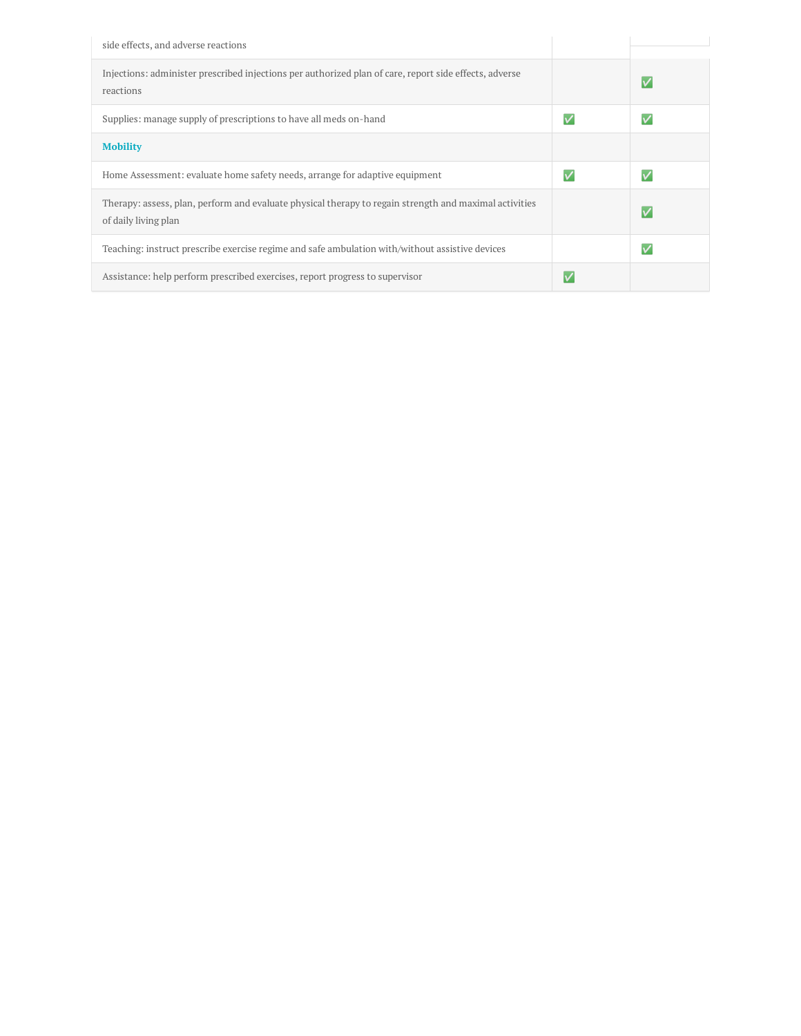| | | |
|---|---|---|
| side effects, and adverse reactions | | |
| Injections: administer prescribed injections per authorized plan of care, report side effects, adverse reactions | | ✅ |
| Supplies: manage supply of prescriptions to have all meds on-hand | ✅ | ✅ |
| **Mobility** | | |
| Home Assessment: evaluate home safety needs, arrange for adaptive equipment | ✅ | ✅ |
| Therapy: assess, plan, perform and evaluate physical therapy to regain strength and maximal activities of daily living plan | | ✅ |
| Teaching: instruct prescribe exercise regime and safe ambulation with/without assistive devices | | ✅ |
| Assistance: help perform prescribed exercises, report progress to supervisor | ✅ | |